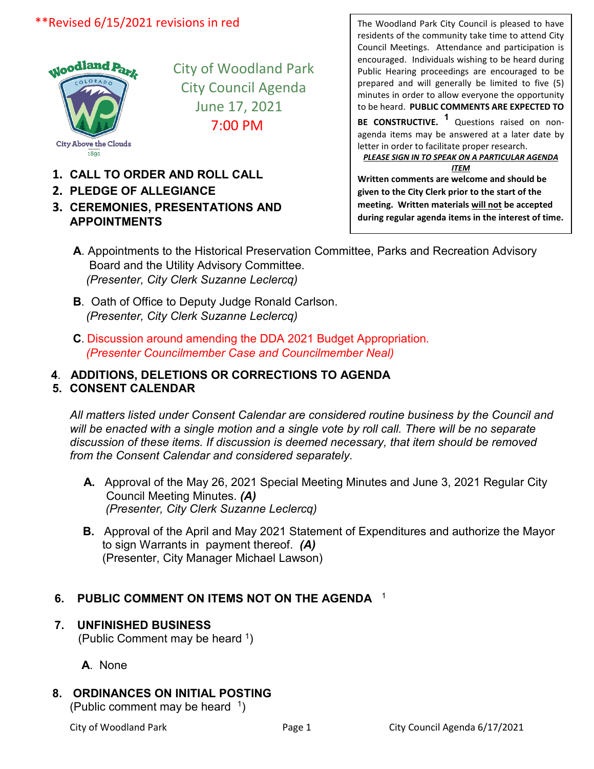**Revised 6/15/2021 revisions in red

# City of Woodland Park City Council Agenda
## June 17, 2021
## 7:00 PM

The Woodland Park City Council is pleased to have residents of the community take time to attend City Council Meetings. Attendance and participation is encouraged. Individuals wishing to be heard during Public Hearing proceedings are encouraged to be prepared and will generally be limited to five (5) minutes in order to allow everyone the opportunity to be heard. **PUBLIC COMMENTS ARE EXPECTED TO BE CONSTRUCTIVE.** [1] Questions raised on non-agenda items may be answered at a later date by letter in order to facilitate proper research.

***PLEASE SIGN IN TO SPEAK ON A PARTICULAR AGENDA ITEM***

**Written comments are welcome and should be given to the City Clerk prior to the start of the meeting. Written materials will not be accepted during regular agenda items in the interest of time.**

1. **CALL TO ORDER AND ROLL CALL**
2. **PLEDGE OF ALLEGIANCE**
3. **CEREMONIES, PRESENTATIONS AND APPOINTMENTS**

   **A**. Appointments to the Historical Preservation Committee, Parks and Recreation Advisory Board and the Utility Advisory Committee.
   *(Presenter, City Clerk Suzanne Leclercq)*

   **B**. Oath of Office to Deputy Judge Ronald Carlson.
   *(Presenter, City Clerk Suzanne Leclercq)*

   **C**. Discussion around amending the DDA 2021 Budget Appropriation.
   *(Presenter Councilmember Case and Councilmember Neal)*

4. **ADDITIONS, DELETIONS OR CORRECTIONS TO AGENDA**
5. **CONSENT CALENDAR**

   *All matters listed under Consent Calendar are considered routine business by the Council and will be enacted with a single motion and a single vote by roll call. There will be no separate discussion of these items. If discussion is deemed necessary, that item should be removed from the Consent Calendar and considered separately.*

   **A.** Approval of the May 26, 2021 Special Meeting Minutes and June 3, 2021 Regular City Council Meeting Minutes. ***(A)***
   *(Presenter, City Clerk Suzanne Leclercq)*

   **B.** Approval of the April and May 2021 Statement of Expenditures and authorize the Mayor to sign Warrants in payment thereof. ***(A)***
   (Presenter, City Manager Michael Lawson)

6. **PUBLIC COMMENT ON ITEMS NOT ON THE AGENDA** [1]

7. **UNFINISHED BUSINESS**
   (Public Comment may be heard [1])

   **A**. None

8. **ORDINANCES ON INITIAL POSTING**
   (Public comment may be heard [1])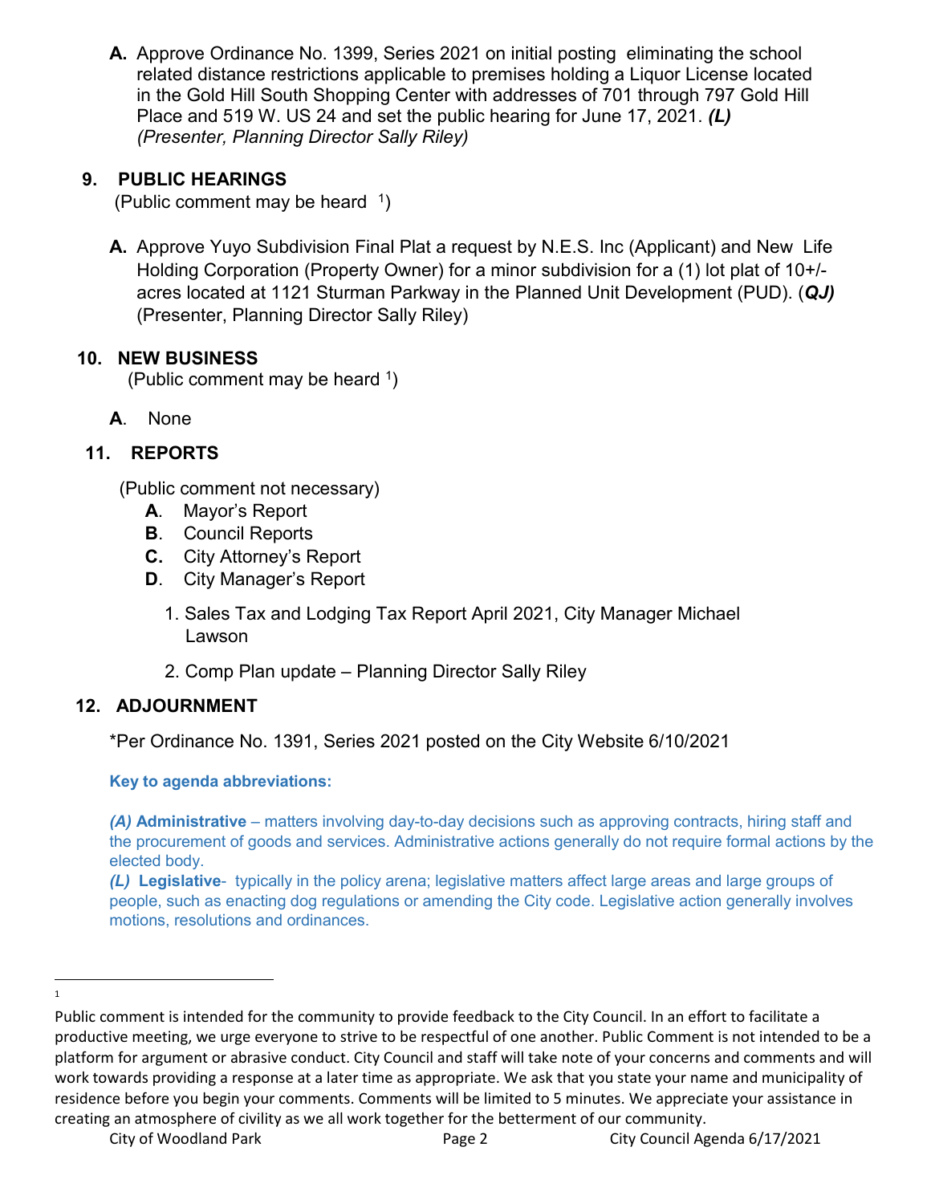**A.** Approve Ordinance No. 1399, Series 2021 on initial posting eliminating the school related distance restrictions applicable to premises holding a Liquor License located in the Gold Hill South Shopping Center with addresses of 701 through 797 Gold Hill Place and 519 W. US 24 and set the public hearing for June 17, 2021. ***(L)*** *(Presenter, Planning Director Sally Riley)*

## 9. PUBLIC HEARINGS

(Public comment may be heard [1])

**A.** Approve Yuyo Subdivision Final Plat a request by N.E.S. Inc (Applicant) and New Life Holding Corporation (Property Owner) for a minor subdivision for a (1) lot plat of 10+/- acres located at 1121 Sturman Parkway in the Planned Unit Development (PUD). (***QJ)*** (Presenter, Planning Director Sally Riley)

## 10. NEW BUSINESS

(Public comment may be heard [1])

**A**. None

## 11. REPORTS

(Public comment not necessary)

**A**. Mayor's Report
**B**. Council Reports
**C.** City Attorney's Report
**D**. City Manager's Report

1. Sales Tax and Lodging Tax Report April 2021, City Manager Michael Lawson

2. Comp Plan update – Planning Director Sally Riley

## 12. ADJOURNMENT

*Per Ordinance No. 1391, Series 2021 posted on the City Website 6/10/2021

**Key to agenda abbreviations:**

***(A)*** **Administrative** – matters involving day-to-day decisions such as approving contracts, hiring staff and the procurement of goods and services. Administrative actions generally do not require formal actions by the elected body.
***(L)*** **Legislative**- typically in the policy arena; legislative matters affect large areas and large groups of people, such as enacting dog regulations or amending the City code. Legislative action generally involves motions, resolutions and ordinances.

---

[1] Public comment is intended for the community to provide feedback to the City Council. In an effort to facilitate a productive meeting, we urge everyone to strive to be respectful of one another. Public Comment is not intended to be a platform for argument or abrasive conduct. City Council and staff will take note of your concerns and comments and will work towards providing a response at a later time as appropriate. We ask that you state your name and municipality of residence before you begin your comments. Comments will be limited to 5 minutes. We appreciate your assistance in creating an atmosphere of civility as we all work together for the betterment of our community.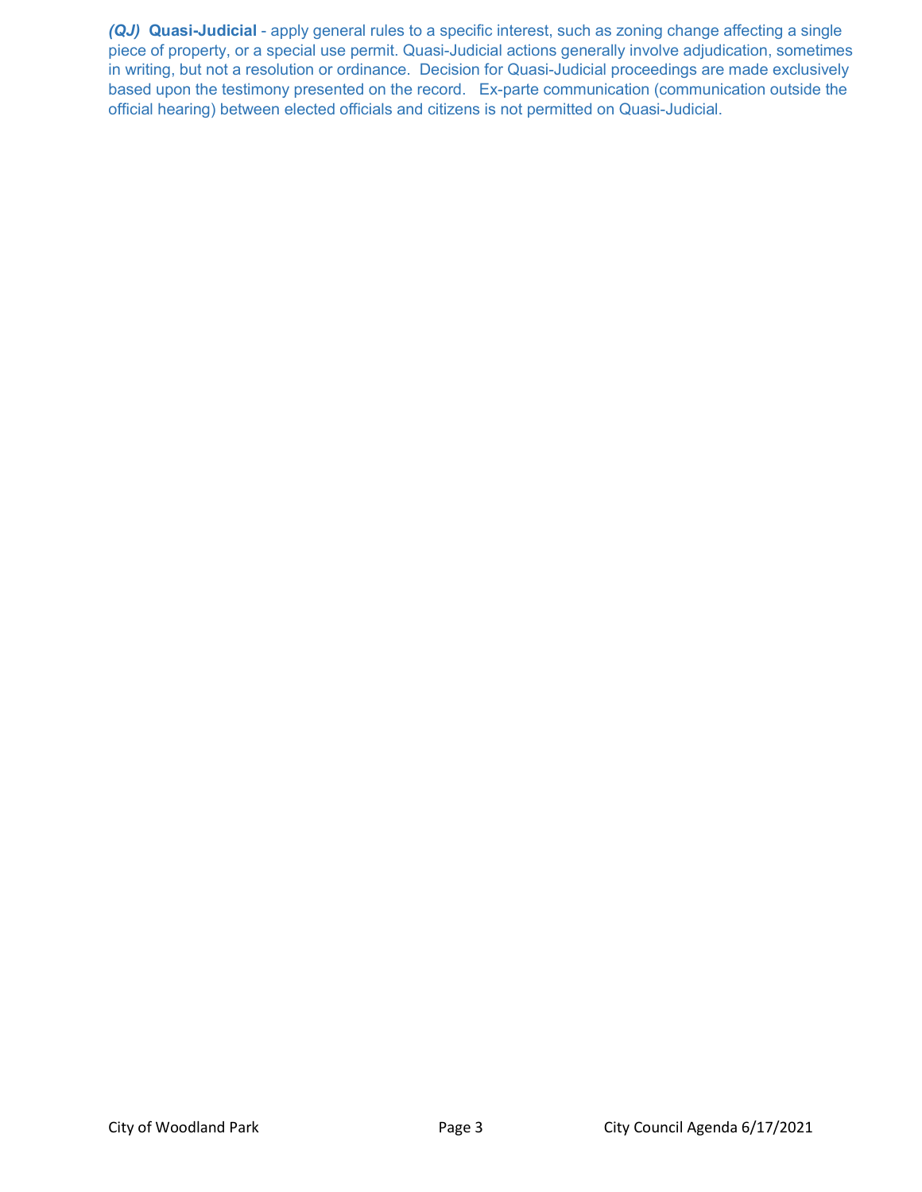***(QJ)*** **Quasi-Judicial** - apply general rules to a specific interest, such as zoning change affecting a single piece of property, or a special use permit. Quasi-Judicial actions generally involve adjudication, sometimes in writing, but not a resolution or ordinance. Decision for Quasi-Judicial proceedings are made exclusively based upon the testimony presented on the record. Ex-parte communication (communication outside the official hearing) between elected officials and citizens is not permitted on Quasi-Judicial.